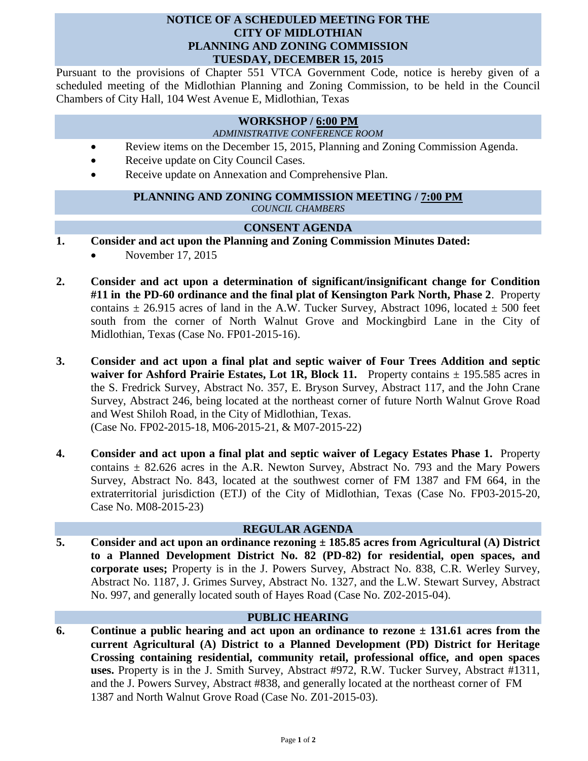# NOTICE OF A SCHEDULED MEETING FOR THE CITY OF MIDLOTHIAN PLANNING AND ZONING COMMISSION TUESDAY, DECEMBER 15, 2015

Pursuant to the provisions of Chapter 551 VTCA Government Code, notice is hereby given of a scheduled meeting of the Midlothian Planning and Zoning Commission, to be held in the Council Chambers of City Hall, 104 West Avenue E, Midlothian, Texas

## WORKSHOP / 6:00 PM

*ADMINISTRATIVE CONFERENCE ROOM*

- Review items on the December 15, 2015, Planning and Zoning Commission Agenda.
- Receive update on City Council Cases.
- Receive update on Annexation and Comprehensive Plan.

## PLANNING AND ZONING COMMISSION MEETING / 7:00 PM

*COUNCIL CHAMBERS*

## CONSENT AGENDA

1. **Consider and act upon the Planning and Zoning Commission Minutes Dated:**
   - November 17, 2015

2. **Consider and act upon a determination of significant/insignificant change for Condition #11 in the PD-60 ordinance and the final plat of Kensington Park North, Phase 2**. Property contains ± 26.915 acres of land in the A.W. Tucker Survey, Abstract 1096, located ± 500 feet south from the corner of North Walnut Grove and Mockingbird Lane in the City of Midlothian, Texas (Case No. FP01-2015-16).

3. **Consider and act upon a final plat and septic waiver of Four Trees Addition and septic waiver for Ashford Prairie Estates, Lot 1R, Block 11.** Property contains ± 195.585 acres in the S. Fredrick Survey, Abstract No. 357, E. Bryson Survey, Abstract 117, and the John Crane Survey, Abstract 246, being located at the northeast corner of future North Walnut Grove Road and West Shiloh Road, in the City of Midlothian, Texas.
   (Case No. FP02-2015-18, M06-2015-21, & M07-2015-22)

4. **Consider and act upon a final plat and septic waiver of Legacy Estates Phase 1.** Property contains ± 82.626 acres in the A.R. Newton Survey, Abstract No. 793 and the Mary Powers Survey, Abstract No. 843, located at the southwest corner of FM 1387 and FM 664, in the extraterritorial jurisdiction (ETJ) of the City of Midlothian, Texas (Case No. FP03-2015-20, Case No. M08-2015-23)

## REGULAR AGENDA

5. **Consider and act upon an ordinance rezoning ± 185.85 acres from Agricultural (A) District to a Planned Development District No. 82 (PD-82) for residential, open spaces, and corporate uses;** Property is in the J. Powers Survey, Abstract No. 838, C.R. Werley Survey, Abstract No. 1187, J. Grimes Survey, Abstract No. 1327, and the L.W. Stewart Survey, Abstract No. 997, and generally located south of Hayes Road (Case No. Z02-2015-04).

## PUBLIC HEARING

6. **Continue a public hearing and act upon an ordinance to rezone ± 131.61 acres from the current Agricultural (A) District to a Planned Development (PD) District for Heritage Crossing containing residential, community retail, professional office, and open spaces uses.** Property is in the J. Smith Survey, Abstract #972, R.W. Tucker Survey, Abstract #1311, and the J. Powers Survey, Abstract #838, and generally located at the northeast corner of FM 1387 and North Walnut Grove Road (Case No. Z01-2015-03).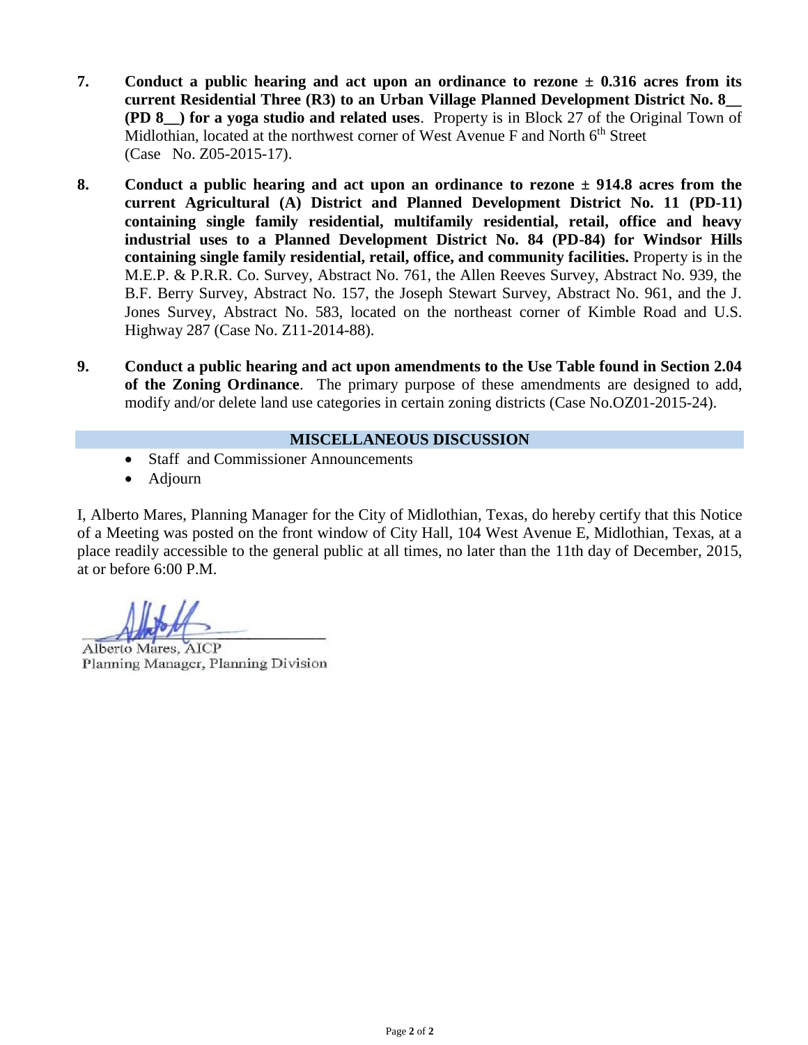7. **Conduct a public hearing and act upon an ordinance to rezone ± 0.316 acres from its current Residential Three (R3) to an Urban Village Planned Development District No. 8__ (PD 8__) for a yoga studio and related uses**. Property is in Block 27 of the Original Town of Midlothian, located at the northwest corner of West Avenue F and North 6th Street (Case No. Z05-2015-17).

8. **Conduct a public hearing and act upon an ordinance to rezone ± 914.8 acres from the current Agricultural (A) District and Planned Development District No. 11 (PD-11) containing single family residential, multifamily residential, retail, office and heavy industrial uses to a Planned Development District No. 84 (PD-84) for Windsor Hills containing single family residential, retail, office, and community facilities.** Property is in the M.E.P. & P.R.R. Co. Survey, Abstract No. 761, the Allen Reeves Survey, Abstract No. 939, the B.F. Berry Survey, Abstract No. 157, the Joseph Stewart Survey, Abstract No. 961, and the J. Jones Survey, Abstract No. 583, located on the northeast corner of Kimble Road and U.S. Highway 287 (Case No. Z11-2014-88).

9. **Conduct a public hearing and act upon amendments to the Use Table found in Section 2.04 of the Zoning Ordinance**. The primary purpose of these amendments are designed to add, modify and/or delete land use categories in certain zoning districts (Case No.OZ01-2015-24).

## MISCELLANEOUS DISCUSSION

- Staff and Commissioner Announcements
- Adjourn

I, Alberto Mares, Planning Manager for the City of Midlothian, Texas, do hereby certify that this Notice of a Meeting was posted on the front window of City Hall, 104 West Avenue E, Midlothian, Texas, at a place readily accessible to the general public at all times, no later than the 11th day of December, 2015, at or before 6:00 P.M.

Alberto Mares, AICP
Planning Manager, Planning Division